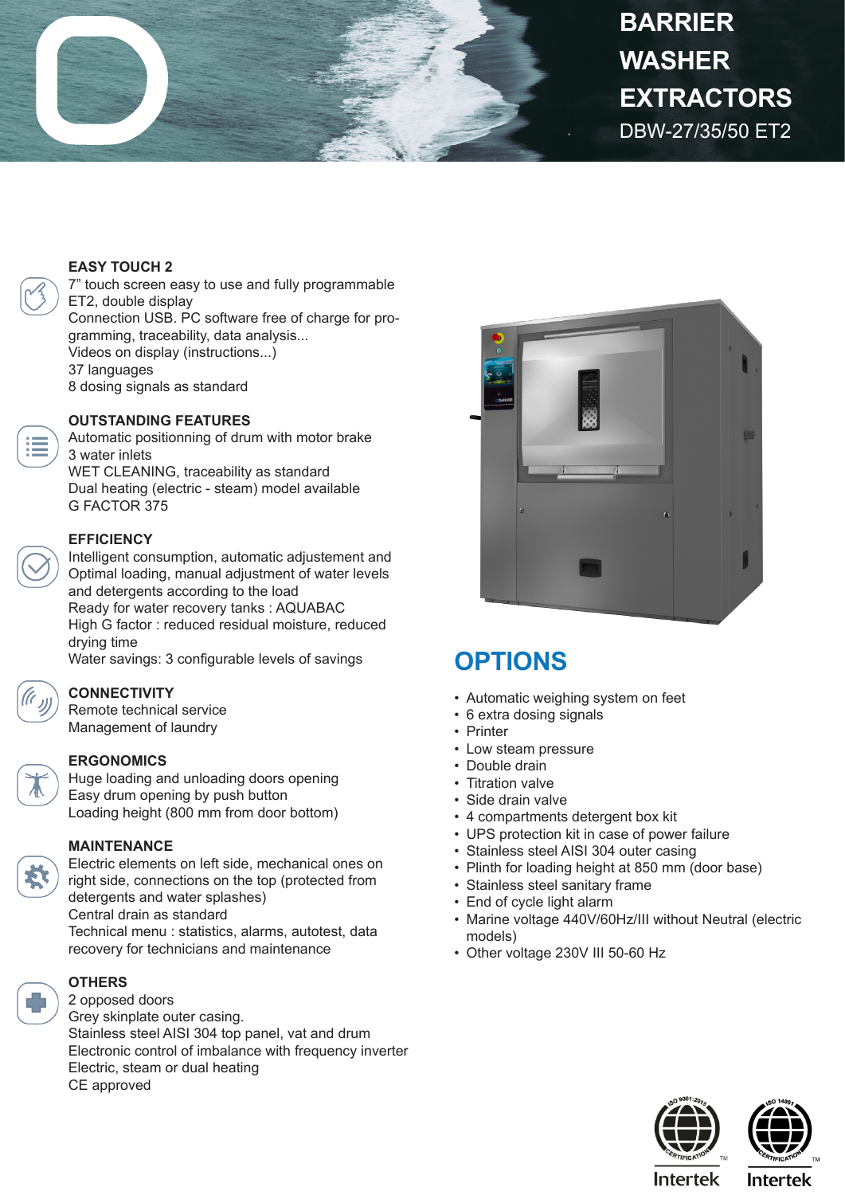# BARRIER WASHER EXTRACTORS

DBW-27/35/50 ET2

### EASY TOUCH 2

7" touch screen easy to use and fully programmable ET2, double display
Connection USB. PC software free of charge for programming, traceability, data analysis...
Videos on display (instructions...)
37 languages
8 dosing signals as standard

### OUTSTANDING FEATURES

Automatic positionning of drum with motor brake
3 water inlets
WET CLEANING, traceability as standard
Dual heating (electric - steam) model available
G FACTOR 375

### EFFICIENCY

Intelligent consumption, automatic adjustement and Optimal loading, manual adjustment of water levels and detergents according to the load
Ready for water recovery tanks : AQUABAC
High G factor : reduced residual moisture, reduced drying time
Water savings: 3 configurable levels of savings

### CONNECTIVITY

Remote technical service
Management of laundry

### ERGONOMICS

Huge loading and unloading doors opening
Easy drum opening by push button
Loading height (800 mm from door bottom)

### MAINTENANCE

Electric elements on left side, mechanical ones on right side, connections on the top (protected from detergents and water splashes)
Central drain as standard
Technical menu : statistics, alarms, autotest, data recovery for technicians and maintenance

### OTHERS

2 opposed doors
Grey skinplate outer casing.
Stainless steel AISI 304 top panel, vat and drum
Electronic control of imbalance with frequency inverter
Electric, steam or dual heating
CE approved

## OPTIONS

- Automatic weighing system on feet
- 6 extra dosing signals
- Printer
- Low steam pressure
- Double drain
- Titration valve
- Side drain valve
- 4 compartments detergent box kit
- UPS protection kit in case of power failure
- Stainless steel AISI 304 outer casing
- Plinth for loading height at 850 mm (door base)
- Stainless steel sanitary frame
- End of cycle light alarm
- Marine voltage 440V/60Hz/III without Neutral (electric models)
- Other voltage 230V III 50-60 Hz

ISO 9001:2015 CERTIFICATION Intertek
ISO 14001 CERTIFICATION Intertek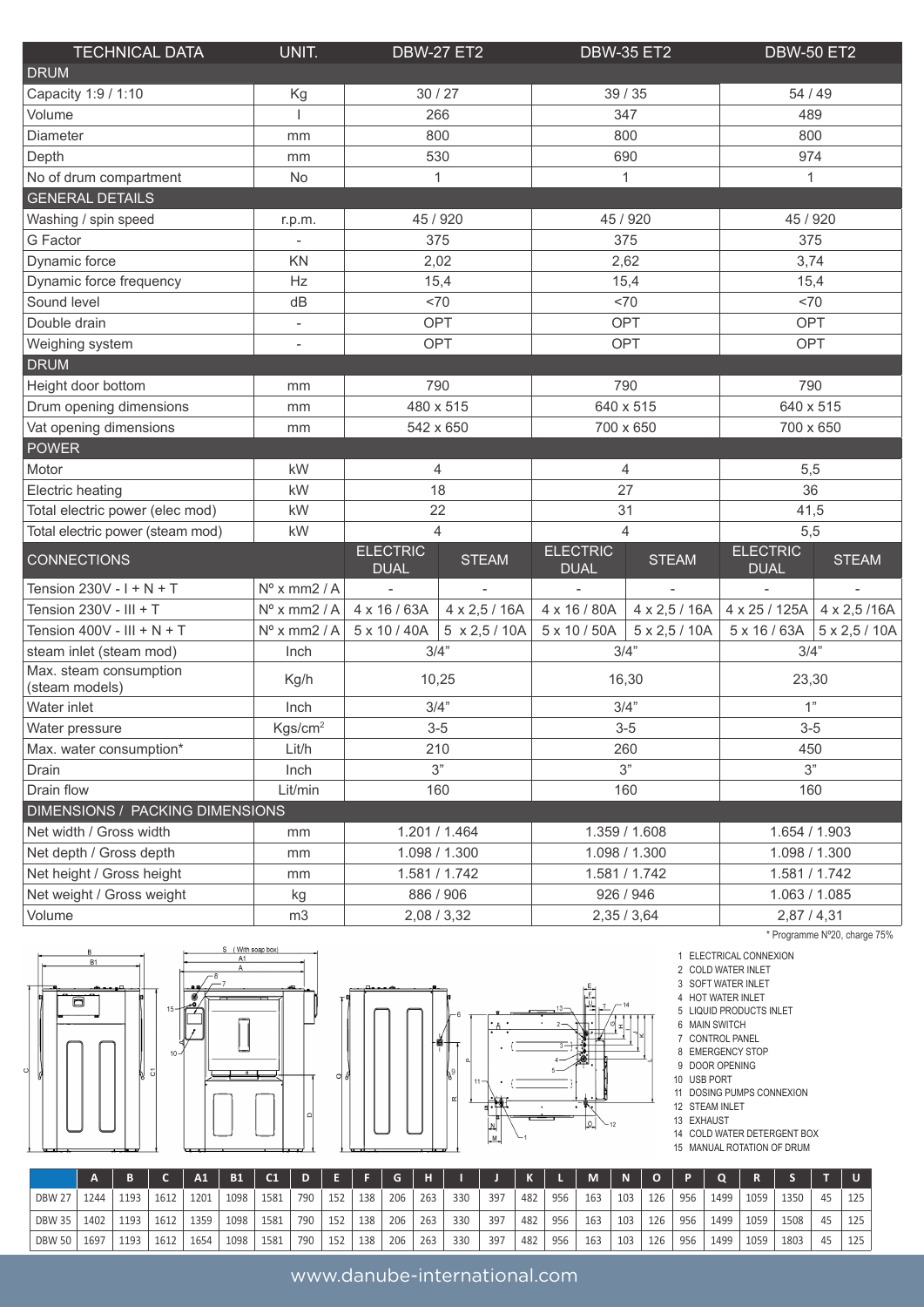| TECHNICAL DATA | UNIT. | DBW-27 ET2 | | DBW-35 ET2 | | DBW-50 ET2 | |
|---|---|---|---|---|---|---|---|
| **DRUM** | | | | | | | |
| Capacity 1:9 / 1:10 | Kg | 30 / 27 | | 39 / 35 | | 54 / 49 | |
| Volume | l | 266 | | 347 | | 489 | |
| Diameter | mm | 800 | | 800 | | 800 | |
| Depth | mm | 530 | | 690 | | 974 | |
| No of drum compartment | No | 1 | | 1 | | 1 | |
| **GENERAL DETAILS** | | | | | | | |
| Washing / spin speed | r.p.m. | 45 / 920 | | 45 / 920 | | 45 / 920 | |
| G Factor | - | 375 | | 375 | | 375 | |
| Dynamic force | KN | 2,02 | | 2,62 | | 3,74 | |
| Dynamic force frequency | Hz | 15,4 | | 15,4 | | 15,4 | |
| Sound level | dB | <70 | | <70 | | <70 | |
| Double drain | - | OPT | | OPT | | OPT | |
| Weighing system | - | OPT | | OPT | | OPT | |
| **DRUM** | | | | | | | |
| Height door bottom | mm | 790 | | 790 | | 790 | |
| Drum opening dimensions | mm | 480 x 515 | | 640 x 515 | | 640 x 515 | |
| Vat opening dimensions | mm | 542 x 650 | | 700 x 650 | | 700 x 650 | |
| **POWER** | | | | | | | |
| Motor | kW | 4 | | 4 | | 5,5 | |
| Electric heating | kW | 18 | | 27 | | 36 | |
| Total electric power (elec mod) | kW | 22 | | 31 | | 41,5 | |
| Total electric power (steam mod) | kW | 4 | | 4 | | 5,5 | |
| **CONNECTIONS** | | ELECTRIC DUAL | STEAM | ELECTRIC DUAL | STEAM | ELECTRIC DUAL | STEAM |
| Tension 230V - I + N + T | Nº x mm2 / A | - | - | - | - | - | - |
| Tension 230V - III + T | Nº x mm2 / A | 4 x 16 / 63A | 4 x 2,5 / 16A | 4 x 16 / 80A | 4 x 2,5 / 16A | 4 x 25 / 125A | 4 x 2,5 /16A |
| Tension 400V - III + N + T | Nº x mm2 / A | 5 x 10 / 40A | 5 x 2,5 / 10A | 5 x 10 / 50A | 5 x 2,5 / 10A | 5 x 16 / 63A | 5 x 2,5 / 10A |
| steam inlet (steam mod) | Inch | 3/4" | | 3/4" | | 3/4" | |
| Max. steam consumption (steam models) | Kg/h | 10,25 | | 16,30 | | 23,30 | |
| Water inlet | Inch | 3/4" | | 3/4" | | 1" | |
| Water pressure | Kgs/cm$^2$ | 3-5 | | 3-5 | | 3-5 | |
| Max. water consumption* | Lit/h | 210 | | 260 | | 450 | |
| Drain | Inch | 3" | | 3" | | 3" | |
| Drain flow | Lit/min | 160 | | 160 | | 160 | |
| **DIMENSIONS / PACKING DIMENSIONS** | | | | | | | |
| Net width / Gross width | mm | 1.201 / 1.464 | | 1.359 / 1.608 | | 1.654 / 1.903 | |
| Net depth / Gross depth | mm | 1.098 / 1.300 | | 1.098 / 1.300 | | 1.098 / 1.300 | |
| Net height / Gross height | mm | 1.581 / 1.742 | | 1.581 / 1.742 | | 1.581 / 1.742 | |
| Net weight / Gross weight | kg | 886 / 906 | | 926 / 946 | | 1.063 / 1.085 | |
| Volume | m3 | 2,08 / 3,32 | | 2,35 / 3,64 | | 2,87 / 4,31 | |

\* Programme Nº20, charge 75%

1 ELECTRICAL CONNEXION
2 COLD WATER INLET
3 SOFT WATER INLET
4 HOT WATER INLET
5 LIQUID PRODUCTS INLET
6 MAIN SWITCH
7 CONTROL PANEL
8 EMERGENCY STOP
9 DOOR OPENING
10 USB PORT
11 DOSING PUMPS CONNEXION
12 STEAM INLET
13 EXHAUST
14 COLD WATER DETERGENT BOX
15 MANUAL ROTATION OF DRUM

| | A | B | C | A1 | B1 | C1 | D | E | F | G | H | I | J | K | L | M | N | O | P | Q | R | S | T | U |
|---|---|---|---|---|---|---|---|---|---|---|---|---|---|---|---|---|---|---|---|---|---|---|---|---|
| DBW 27 | 1244 | 1193 | 1612 | 1201 | 1098 | 1581 | 790 | 152 | 138 | 206 | 263 | 330 | 397 | 482 | 956 | 163 | 103 | 126 | 956 | 1499 | 1059 | 1350 | 45 | 125 |
| DBW 35 | 1402 | 1193 | 1612 | 1359 | 1098 | 1581 | 790 | 152 | 138 | 206 | 263 | 330 | 397 | 482 | 956 | 163 | 103 | 126 | 956 | 1499 | 1059 | 1508 | 45 | 125 |
| DBW 50 | 1697 | 1193 | 1612 | 1654 | 1098 | 1581 | 790 | 152 | 138 | 206 | 263 | 330 | 397 | 482 | 956 | 163 | 103 | 126 | 956 | 1499 | 1059 | 1803 | 45 | 125 |

www.danube-international.com